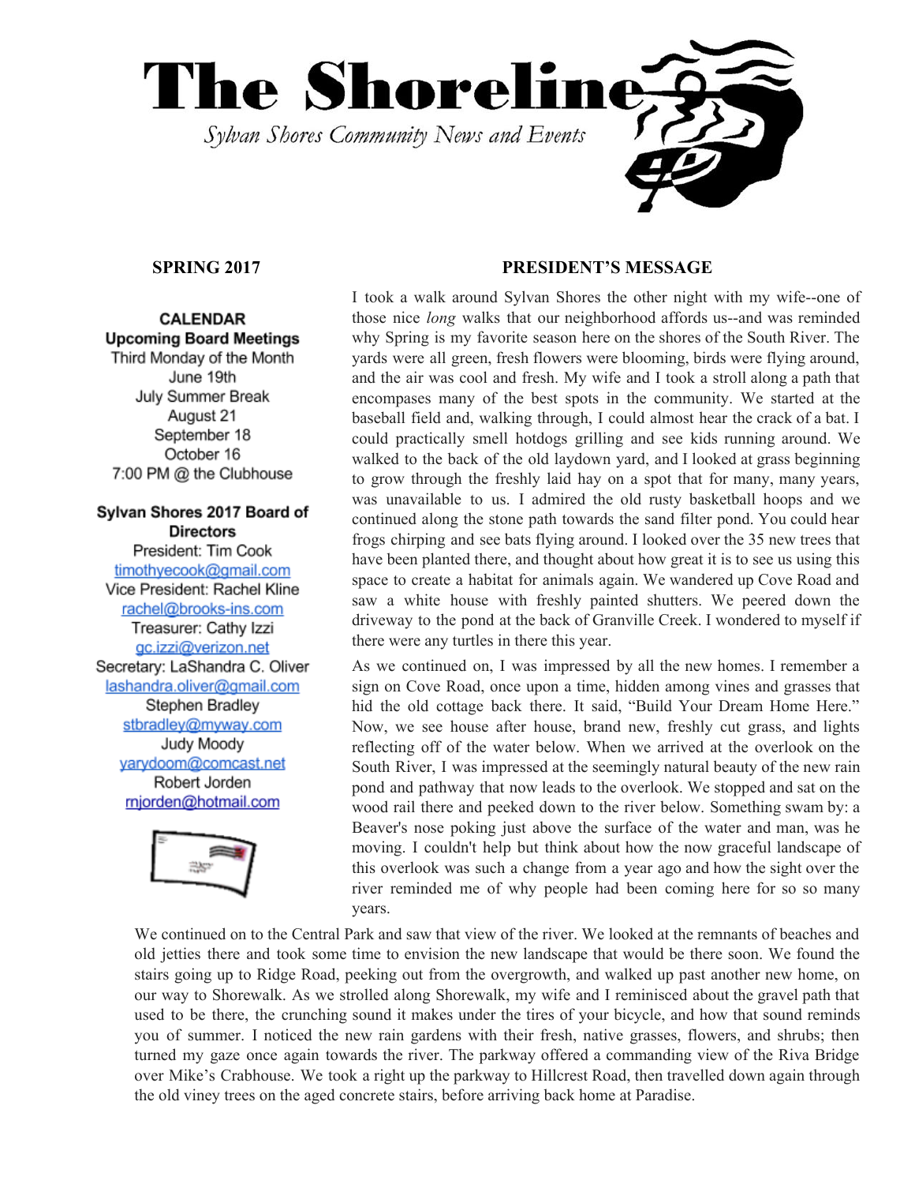# The Shoreline

*Sylvan Shores Community News and Events*

**SPRING 2017**

**CALENDAR**
**Upcoming Board Meetings**
Third Monday of the Month
June 19th
July Summer Break
August 21
September 18
October 16
7:00 PM @ the Clubhouse

**Sylvan Shores 2017 Board of Directors**
President: Tim Cook
timothyecook@gmail.com
Vice President: Rachel Kline
rachel@brooks-ins.com
Treasurer: Cathy Izzi
gc.izzi@verizon.net
Secretary: LaShandra C. Oliver
lashandra.oliver@gmail.com
Stephen Bradley
stbradley@myway.com
Judy Moody
yarydoom@comcast.net
Robert Jorden
rnjorden@hotmail.com

## PRESIDENT'S MESSAGE

I took a walk around Sylvan Shores the other night with my wife--one of those nice *long* walks that our neighborhood affords us--and was reminded why Spring is my favorite season here on the shores of the South River. The yards were all green, fresh flowers were blooming, birds were flying around, and the air was cool and fresh. My wife and I took a stroll along a path that encompases many of the best spots in the community. We started at the baseball field and, walking through, I could almost hear the crack of a bat. I could practically smell hotdogs grilling and see kids running around. We walked to the back of the old laydown yard, and I looked at grass beginning to grow through the freshly laid hay on a spot that for many, many years, was unavailable to us. I admired the old rusty basketball hoops and we continued along the stone path towards the sand filter pond. You could hear frogs chirping and see bats flying around. I looked over the 35 new trees that have been planted there, and thought about how great it is to see us using this space to create a habitat for animals again. We wandered up Cove Road and saw a white house with freshly painted shutters. We peered down the driveway to the pond at the back of Granville Creek. I wondered to myself if there were any turtles in there this year.

As we continued on, I was impressed by all the new homes. I remember a sign on Cove Road, once upon a time, hidden among vines and grasses that hid the old cottage back there. It said, "Build Your Dream Home Here." Now, we see house after house, brand new, freshly cut grass, and lights reflecting off of the water below. When we arrived at the overlook on the South River, I was impressed at the seemingly natural beauty of the new rain pond and pathway that now leads to the overlook. We stopped and sat on the wood rail there and peeked down to the river below. Something swam by: a Beaver's nose poking just above the surface of the water and man, was he moving. I couldn't help but think about how the now graceful landscape of this overlook was such a change from a year ago and how the sight over the river reminded me of why people had been coming here for so so many years.

We continued on to the Central Park and saw that view of the river. We looked at the remnants of beaches and old jetties there and took some time to envision the new landscape that would be there soon. We found the stairs going up to Ridge Road, peeking out from the overgrowth, and walked up past another new home, on our way to Shorewalk. As we strolled along Shorewalk, my wife and I reminisced about the gravel path that used to be there, the crunching sound it makes under the tires of your bicycle, and how that sound reminds you of summer. I noticed the new rain gardens with their fresh, native grasses, flowers, and shrubs; then turned my gaze once again towards the river. The parkway offered a commanding view of the Riva Bridge over Mike's Crabhouse. We took a right up the parkway to Hillcrest Road, then travelled down again through the old viney trees on the aged concrete stairs, before arriving back home at Paradise.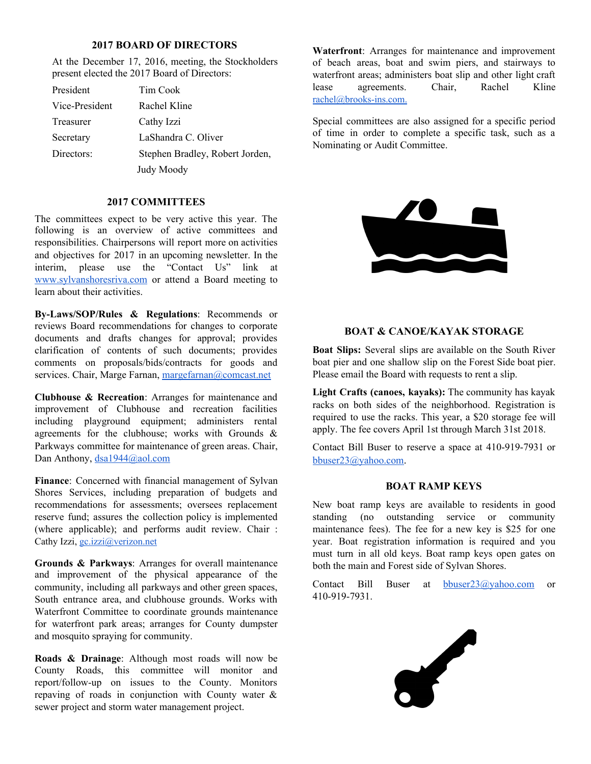## 2017 BOARD OF DIRECTORS

At the December 17, 2016, meeting, the Stockholders present elected the 2017 Board of Directors:

| | |
|---|---|
| President | Tim Cook |
| Vice-President | Rachel Kline |
| Treasurer | Cathy Izzi |
| Secretary | LaShandra C. Oliver |
| Directors: | Stephen Bradley, Robert Jorden, Judy Moody |

## 2017 COMMITTEES

The committees expect to be very active this year. The following is an overview of active committees and responsibilities. Chairpersons will report more on activities and objectives for 2017 in an upcoming newsletter. In the interim, please use the "Contact Us" link at www.sylvanshoresriva.com or attend a Board meeting to learn about their activities.

**By-Laws/SOP/Rules & Regulations**: Recommends or reviews Board recommendations for changes to corporate documents and drafts changes for approval; provides clarification of contents of such documents; provides comments on proposals/bids/contracts for goods and services. Chair, Marge Farnan, margefarnan@comcast.net

**Clubhouse & Recreation**: Arranges for maintenance and improvement of Clubhouse and recreation facilities including playground equipment; administers rental agreements for the clubhouse; works with Grounds & Parkways committee for maintenance of green areas. Chair, Dan Anthony, dsa1944@aol.com

**Finance**: Concerned with financial management of Sylvan Shores Services, including preparation of budgets and recommendations for assessments; oversees replacement reserve fund; assures the collection policy is implemented (where applicable); and performs audit review. Chair : Cathy Izzi, gc.izzi@verizon.net

**Grounds & Parkways**: Arranges for overall maintenance and improvement of the physical appearance of the community, including all parkways and other green spaces, South entrance area, and clubhouse grounds. Works with Waterfront Committee to coordinate grounds maintenance for waterfront park areas; arranges for County dumpster and mosquito spraying for community.

**Roads & Drainage**: Although most roads will now be County Roads, this committee will monitor and report/follow-up on issues to the County. Monitors repaving of roads in conjunction with County water & sewer project and storm water management project.

**Waterfront**: Arranges for maintenance and improvement of beach areas, boat and swim piers, and stairways to waterfront areas; administers boat slip and other light craft lease agreements. Chair, Rachel Kline rachel@brooks-ins.com.

Special committees are also assigned for a specific period of time in order to complete a specific task, such as a Nominating or Audit Committee.

## BOAT & CANOE/KAYAK STORAGE

**Boat Slips:** Several slips are available on the South River boat pier and one shallow slip on the Forest Side boat pier. Please email the Board with requests to rent a slip.

**Light Crafts (canoes, kayaks):** The community has kayak racks on both sides of the neighborhood. Registration is required to use the racks. This year, a $20 storage fee will apply. The fee covers April 1st through March 31st 2018.

Contact Bill Buser to reserve a space at 410-919-7931 or bbuser23@yahoo.com.

## BOAT RAMP KEYS

New boat ramp keys are available to residents in good standing (no outstanding service or community maintenance fees). The fee for a new key is $25 for one year. Boat registration information is required and you must turn in all old keys. Boat ramp keys open gates on both the main and Forest side of Sylvan Shores.

Contact Bill Buser at bbuser23@yahoo.com or 410-919-7931.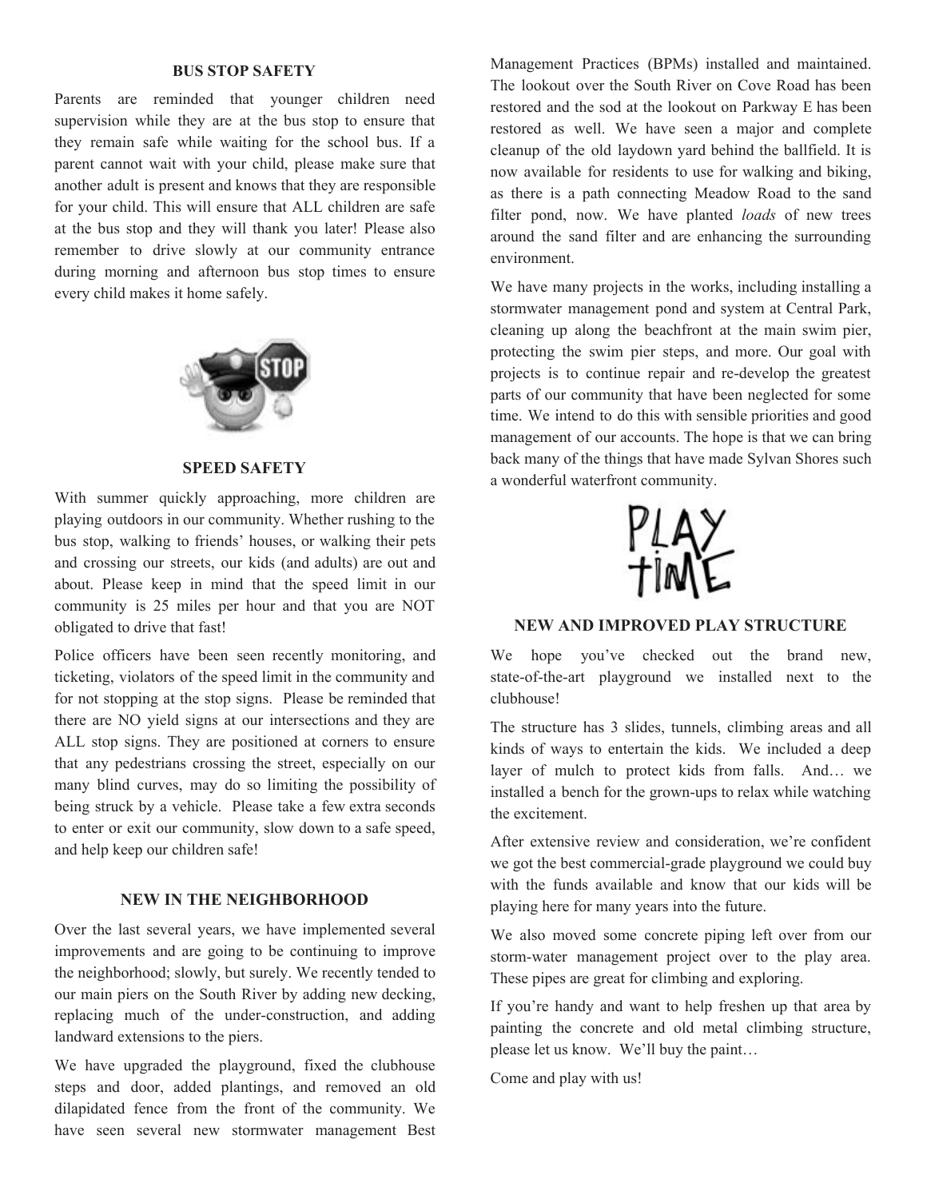## BUS STOP SAFETY

Parents are reminded that younger children need supervision while they are at the bus stop to ensure that they remain safe while waiting for the school bus. If a parent cannot wait with your child, please make sure that another adult is present and knows that they are responsible for your child. This will ensure that ALL children are safe at the bus stop and they will thank you later! Please also remember to drive slowly at our community entrance during morning and afternoon bus stop times to ensure every child makes it home safely.

## SPEED SAFETY

With summer quickly approaching, more children are playing outdoors in our community. Whether rushing to the bus stop, walking to friends' houses, or walking their pets and crossing our streets, our kids (and adults) are out and about. Please keep in mind that the speed limit in our community is 25 miles per hour and that you are NOT obligated to drive that fast!

Police officers have been seen recently monitoring, and ticketing, violators of the speed limit in the community and for not stopping at the stop signs. Please be reminded that there are NO yield signs at our intersections and they are ALL stop signs. They are positioned at corners to ensure that any pedestrians crossing the street, especially on our many blind curves, may do so limiting the possibility of being struck by a vehicle. Please take a few extra seconds to enter or exit our community, slow down to a safe speed, and help keep our children safe!

## NEW IN THE NEIGHBORHOOD

Over the last several years, we have implemented several improvements and are going to be continuing to improve the neighborhood; slowly, but surely. We recently tended to our main piers on the South River by adding new decking, replacing much of the under-construction, and adding landward extensions to the piers.

We have upgraded the playground, fixed the clubhouse steps and door, added plantings, and removed an old dilapidated fence from the front of the community. We have seen several new stormwater management Best Management Practices (BPMs) installed and maintained. The lookout over the South River on Cove Road has been restored and the sod at the lookout on Parkway E has been restored as well. We have seen a major and complete cleanup of the old laydown yard behind the ballfield. It is now available for residents to use for walking and biking, as there is a path connecting Meadow Road to the sand filter pond, now. We have planted *loads* of new trees around the sand filter and are enhancing the surrounding environment.

We have many projects in the works, including installing a stormwater management pond and system at Central Park, cleaning up along the beachfront at the main swim pier, protecting the swim pier steps, and more. Our goal with projects is to continue repair and re-develop the greatest parts of our community that have been neglected for some time. We intend to do this with sensible priorities and good management of our accounts. The hope is that we can bring back many of the things that have made Sylvan Shores such a wonderful waterfront community.

## NEW AND IMPROVED PLAY STRUCTURE

We hope you've checked out the brand new, state-of-the-art playground we installed next to the clubhouse!

The structure has 3 slides, tunnels, climbing areas and all kinds of ways to entertain the kids. We included a deep layer of mulch to protect kids from falls. And… we installed a bench for the grown-ups to relax while watching the excitement.

After extensive review and consideration, we're confident we got the best commercial-grade playground we could buy with the funds available and know that our kids will be playing here for many years into the future.

We also moved some concrete piping left over from our storm-water management project over to the play area. These pipes are great for climbing and exploring.

If you're handy and want to help freshen up that area by painting the concrete and old metal climbing structure, please let us know. We'll buy the paint…

Come and play with us!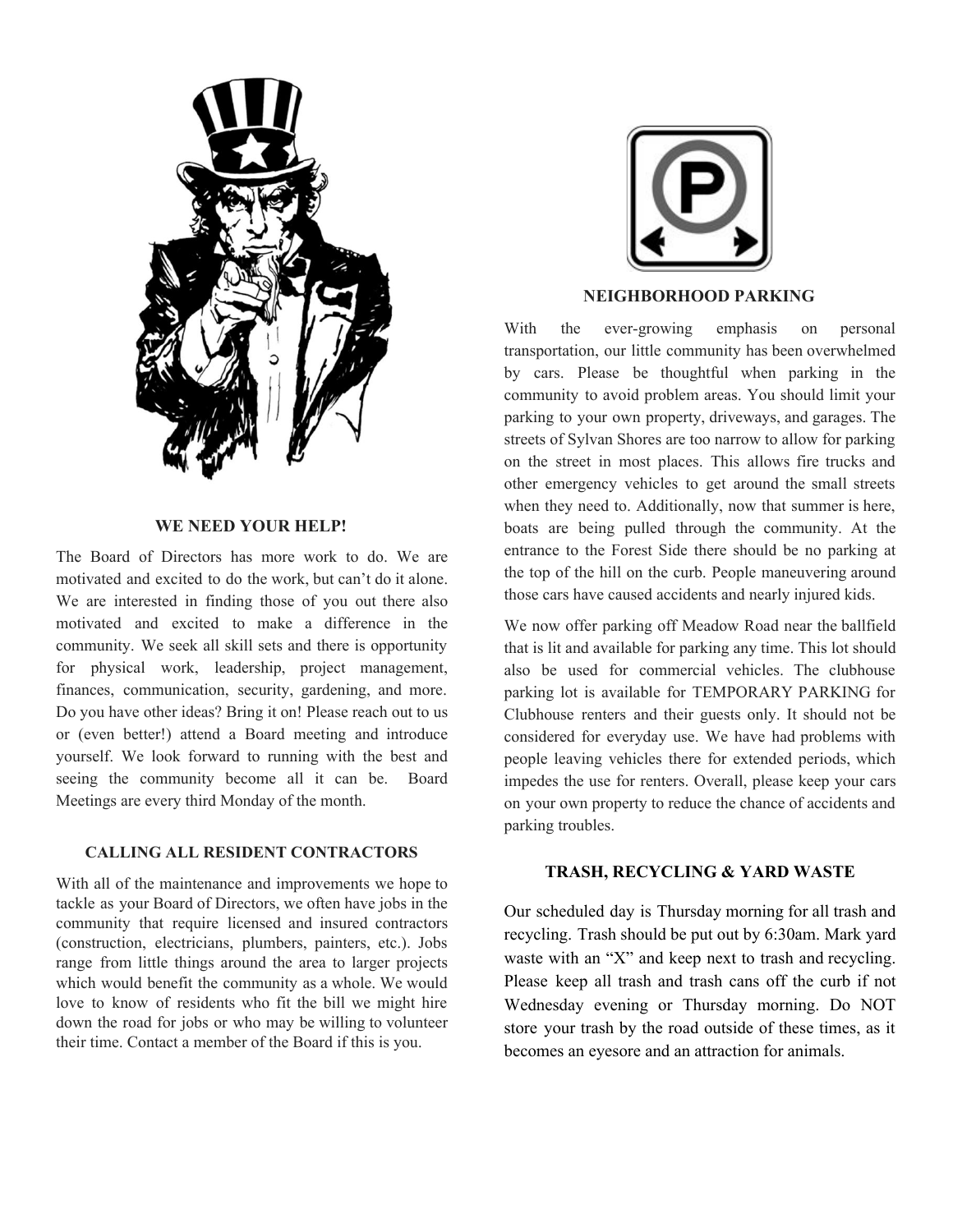## WE NEED YOUR HELP!

The Board of Directors has more work to do. We are motivated and excited to do the work, but can't do it alone. We are interested in finding those of you out there also motivated and excited to make a difference in the community. We seek all skill sets and there is opportunity for physical work, leadership, project management, finances, communication, security, gardening, and more. Do you have other ideas? Bring it on! Please reach out to us or (even better!) attend a Board meeting and introduce yourself. We look forward to running with the best and seeing the community become all it can be. Board Meetings are every third Monday of the month.

## CALLING ALL RESIDENT CONTRACTORS

With all of the maintenance and improvements we hope to tackle as your Board of Directors, we often have jobs in the community that require licensed and insured contractors (construction, electricians, plumbers, painters, etc.). Jobs range from little things around the area to larger projects which would benefit the community as a whole. We would love to know of residents who fit the bill we might hire down the road for jobs or who may be willing to volunteer their time. Contact a member of the Board if this is you.

## NEIGHBORHOOD PARKING

With the ever-growing emphasis on personal transportation, our little community has been overwhelmed by cars. Please be thoughtful when parking in the community to avoid problem areas. You should limit your parking to your own property, driveways, and garages. The streets of Sylvan Shores are too narrow to allow for parking on the street in most places. This allows fire trucks and other emergency vehicles to get around the small streets when they need to. Additionally, now that summer is here, boats are being pulled through the community. At the entrance to the Forest Side there should be no parking at the top of the hill on the curb. People maneuvering around those cars have caused accidents and nearly injured kids.

We now offer parking off Meadow Road near the ballfield that is lit and available for parking any time. This lot should also be used for commercial vehicles. The clubhouse parking lot is available for TEMPORARY PARKING for Clubhouse renters and their guests only. It should not be considered for everyday use. We have had problems with people leaving vehicles there for extended periods, which impedes the use for renters. Overall, please keep your cars on your own property to reduce the chance of accidents and parking troubles.

## TRASH, RECYCLING & YARD WASTE

Our scheduled day is Thursday morning for all trash and recycling. Trash should be put out by 6:30am. Mark yard waste with an "X" and keep next to trash and recycling. Please keep all trash and trash cans off the curb if not Wednesday evening or Thursday morning. Do NOT store your trash by the road outside of these times, as it becomes an eyesore and an attraction for animals.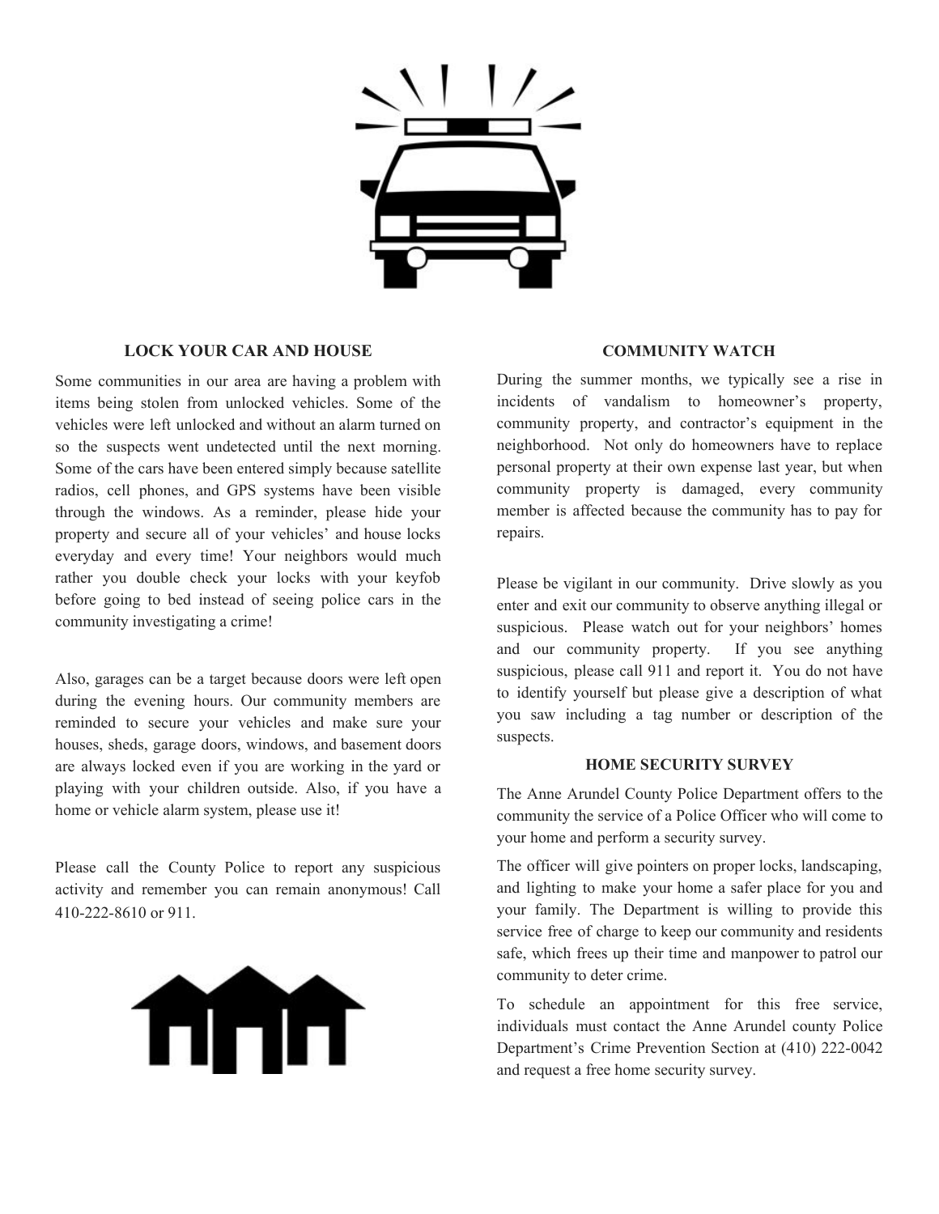## LOCK YOUR CAR AND HOUSE

Some communities in our area are having a problem with items being stolen from unlocked vehicles. Some of the vehicles were left unlocked and without an alarm turned on so the suspects went undetected until the next morning. Some of the cars have been entered simply because satellite radios, cell phones, and GPS systems have been visible through the windows. As a reminder, please hide your property and secure all of your vehicles' and house locks everyday and every time! Your neighbors would much rather you double check your locks with your keyfob before going to bed instead of seeing police cars in the community investigating a crime!

Also, garages can be a target because doors were left open during the evening hours. Our community members are reminded to secure your vehicles and make sure your houses, sheds, garage doors, windows, and basement doors are always locked even if you are working in the yard or playing with your children outside. Also, if you have a home or vehicle alarm system, please use it!

Please call the County Police to report any suspicious activity and remember you can remain anonymous! Call 410-222-8610 or 911.

## COMMUNITY WATCH

During the summer months, we typically see a rise in incidents of vandalism to homeowner's property, community property, and contractor's equipment in the neighborhood. Not only do homeowners have to replace personal property at their own expense last year, but when community property is damaged, every community member is affected because the community has to pay for repairs.

Please be vigilant in our community. Drive slowly as you enter and exit our community to observe anything illegal or suspicious. Please watch out for your neighbors' homes and our community property. If you see anything suspicious, please call 911 and report it. You do not have to identify yourself but please give a description of what you saw including a tag number or description of the suspects.

## HOME SECURITY SURVEY

The Anne Arundel County Police Department offers to the community the service of a Police Officer who will come to your home and perform a security survey.

The officer will give pointers on proper locks, landscaping, and lighting to make your home a safer place for you and your family. The Department is willing to provide this service free of charge to keep our community and residents safe, which frees up their time and manpower to patrol our community to deter crime.

To schedule an appointment for this free service, individuals must contact the Anne Arundel county Police Department's Crime Prevention Section at (410) 222-0042 and request a free home security survey.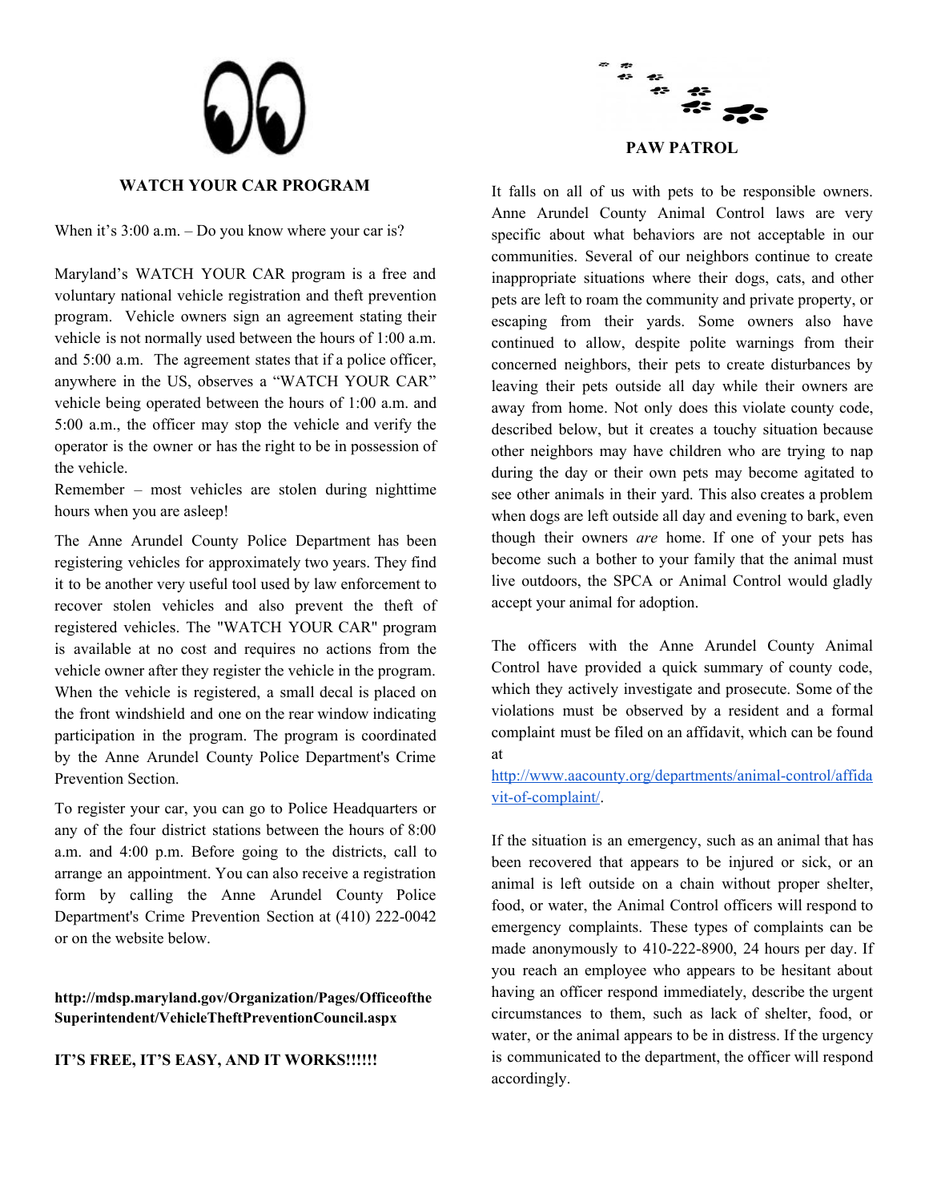## WATCH YOUR CAR PROGRAM

When it's 3:00 a.m. – Do you know where your car is?

Maryland's WATCH YOUR CAR program is a free and voluntary national vehicle registration and theft prevention program. Vehicle owners sign an agreement stating their vehicle is not normally used between the hours of 1:00 a.m. and 5:00 a.m. The agreement states that if a police officer, anywhere in the US, observes a "WATCH YOUR CAR" vehicle being operated between the hours of 1:00 a.m. and 5:00 a.m., the officer may stop the vehicle and verify the operator is the owner or has the right to be in possession of the vehicle.
Remember – most vehicles are stolen during nighttime hours when you are asleep!

The Anne Arundel County Police Department has been registering vehicles for approximately two years. They find it to be another very useful tool used by law enforcement to recover stolen vehicles and also prevent the theft of registered vehicles. The "WATCH YOUR CAR" program is available at no cost and requires no actions from the vehicle owner after they register the vehicle in the program. When the vehicle is registered, a small decal is placed on the front windshield and one on the rear window indicating participation in the program. The program is coordinated by the Anne Arundel County Police Department's Crime Prevention Section.

To register your car, you can go to Police Headquarters or any of the four district stations between the hours of 8:00 a.m. and 4:00 p.m. Before going to the districts, call to arrange an appointment. You can also receive a registration form by calling the Anne Arundel County Police Department's Crime Prevention Section at (410) 222-0042 or on the website below.

**http://mdsp.maryland.gov/Organization/Pages/OfficeoftheSuperintendent/VehicleTheftPreventionCouncil.aspx**

**IT'S FREE, IT'S EASY, AND IT WORKS!!!!!!**

## PAW PATROL

It falls on all of us with pets to be responsible owners. Anne Arundel County Animal Control laws are very specific about what behaviors are not acceptable in our communities. Several of our neighbors continue to create inappropriate situations where their dogs, cats, and other pets are left to roam the community and private property, or escaping from their yards. Some owners also have continued to allow, despite polite warnings from their concerned neighbors, their pets to create disturbances by leaving their pets outside all day while their owners are away from home. Not only does this violate county code, described below, but it creates a touchy situation because other neighbors may have children who are trying to nap during the day or their own pets may become agitated to see other animals in their yard. This also creates a problem when dogs are left outside all day and evening to bark, even though their owners *are* home. If one of your pets has become such a bother to your family that the animal must live outdoors, the SPCA or Animal Control would gladly accept your animal for adoption.

The officers with the Anne Arundel County Animal Control have provided a quick summary of county code, which they actively investigate and prosecute. Some of the violations must be observed by a resident and a formal complaint must be filed on an affidavit, which can be found at http://www.aacounty.org/departments/animal-control/affidavit-of-complaint/.

If the situation is an emergency, such as an animal that has been recovered that appears to be injured or sick, or an animal is left outside on a chain without proper shelter, food, or water, the Animal Control officers will respond to emergency complaints. These types of complaints can be made anonymously to 410-222-8900, 24 hours per day. If you reach an employee who appears to be hesitant about having an officer respond immediately, describe the urgent circumstances to them, such as lack of shelter, food, or water, or the animal appears to be in distress. If the urgency is communicated to the department, the officer will respond accordingly.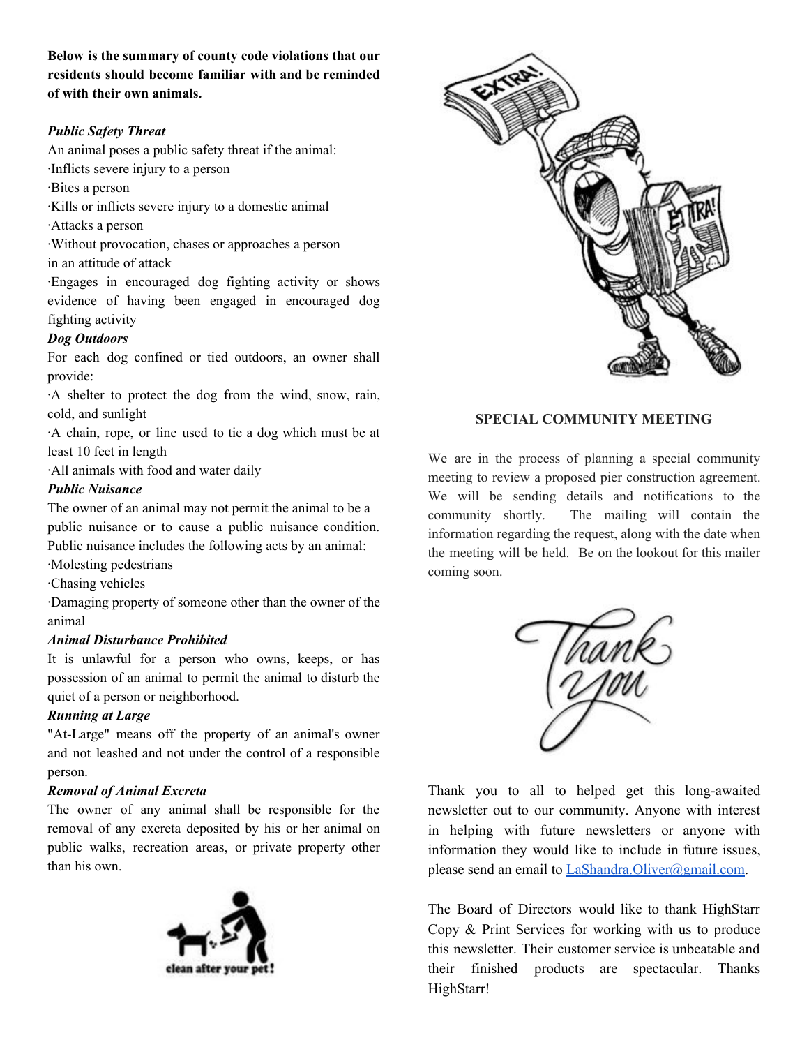**Below is the summary of county code violations that our residents should become familiar with and be reminded of with their own animals.**

***Public Safety Threat***

An animal poses a public safety threat if the animal:

- Inflicts severe injury to a person
- Bites a person
- Kills or inflicts severe injury to a domestic animal
- Attacks a person
- Without provocation, chases or approaches a person in an attitude of attack
- Engages in encouraged dog fighting activity or shows evidence of having been engaged in encouraged dog fighting activity

***Dog Outdoors***

For each dog confined or tied outdoors, an owner shall provide:

- A shelter to protect the dog from the wind, snow, rain, cold, and sunlight
- A chain, rope, or line used to tie a dog which must be at least 10 feet in length
- All animals with food and water daily

***Public Nuisance***

The owner of an animal may not permit the animal to be a public nuisance or to cause a public nuisance condition. Public nuisance includes the following acts by an animal:

- Molesting pedestrians
- Chasing vehicles
- Damaging property of someone other than the owner of the animal

***Animal Disturbance Prohibited***

It is unlawful for a person who owns, keeps, or has possession of an animal to permit the animal to disturb the quiet of a person or neighborhood.

***Running at Large***

"At-Large" means off the property of an animal's owner and not leashed and not under the control of a responsible person.

***Removal of Animal Excreta***

The owner of any animal shall be responsible for the removal of any excreta deposited by his or her animal on public walks, recreation areas, or private property other than his own.

clean after your pet!

**SPECIAL COMMUNITY MEETING**

We are in the process of planning a special community meeting to review a proposed pier construction agreement. We will be sending details and notifications to the community shortly. The mailing will contain the information regarding the request, along with the date when the meeting will be held. Be on the lookout for this mailer coming soon.

Thank you

Thank you to all to helped get this long-awaited newsletter out to our community. Anyone with interest in helping with future newsletters or anyone with information they would like to include in future issues, please send an email to [LaShandra.Oliver@gmail.com](mailto:LaShandra.Oliver@gmail.com).

The Board of Directors would like to thank HighStarr Copy & Print Services for working with us to produce this newsletter. Their customer service is unbeatable and their finished products are spectacular. Thanks HighStarr!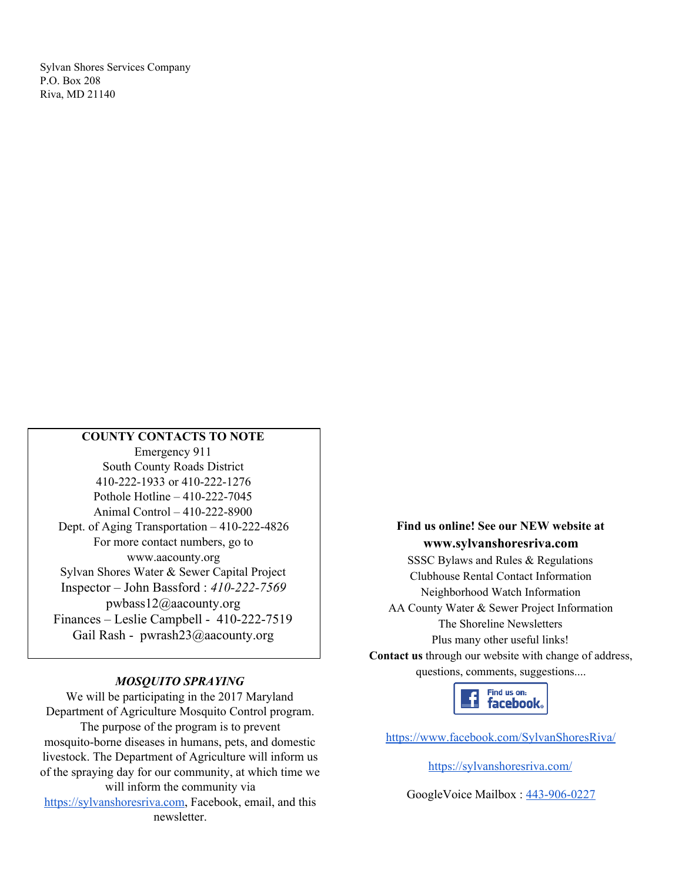Sylvan Shores Services Company
P.O. Box 208
Riva, MD 21140

**COUNTY CONTACTS TO NOTE**

Emergency 911
South County Roads District
410-222-1933 or 410-222-1276
Pothole Hotline – 410-222-7045
Animal Control – 410-222-8900
Dept. of Aging Transportation – 410-222-4826
For more contact numbers, go to
www.aacounty.org
Sylvan Shores Water & Sewer Capital Project
Inspector – John Bassford : *410-222-7569*
pwbass12@aacounty.org
Finances – Leslie Campbell - 410-222-7519
Gail Rash - pwrash23@aacounty.org

***MOSQUITO SPRAYING***

We will be participating in the 2017 Maryland Department of Agriculture Mosquito Control program. The purpose of the program is to prevent mosquito-borne diseases in humans, pets, and domestic livestock. The Department of Agriculture will inform us of the spraying day for our community, at which time we will inform the community via https://sylvanshoresriva.com, Facebook, email, and this newsletter.

**Find us online! See our NEW website at**
**www.sylvanshoresriva.com**

SSSC Bylaws and Rules & Regulations
Clubhouse Rental Contact Information
Neighborhood Watch Information
AA County Water & Sewer Project Information
The Shoreline Newsletters
Plus many other useful links!

**Contact us** through our website with change of address, questions, comments, suggestions....

Find us on: facebook.

https://www.facebook.com/SylvanShoresRiva/

https://sylvanshoresriva.com/

GoogleVoice Mailbox : 443-906-0227